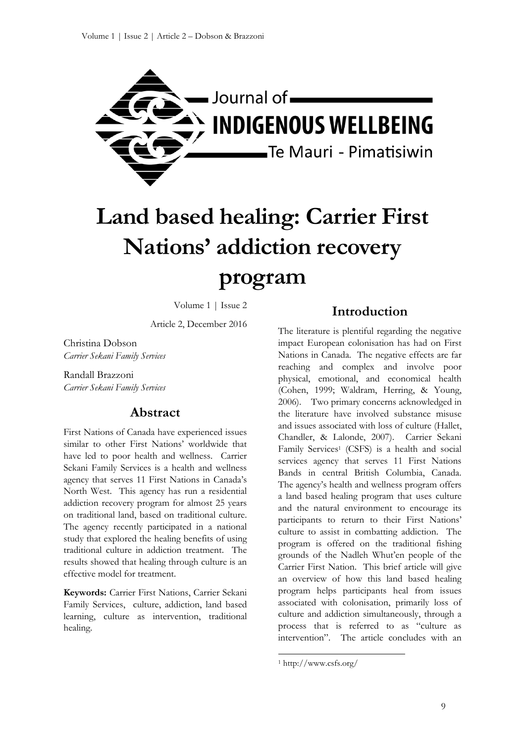# Land based healing: Carrier First Nations' addiction recovery program

Volume 1 | Issue 2

Article 2, December 2016

Christina Dobson
*Carrier Sekani Family Services*

Randall Brazzoni
*Carrier Sekani Family Services*

## Abstract

First Nations of Canada have experienced issues similar to other First Nations' worldwide that have led to poor health and wellness. Carrier Sekani Family Services is a health and wellness agency that serves 11 First Nations in Canada's North West. This agency has run a residential addiction recovery program for almost 25 years on traditional land, based on traditional culture. The agency recently participated in a national study that explored the healing benefits of using traditional culture in addiction treatment. The results showed that healing through culture is an effective model for treatment.

**Keywords:** Carrier First Nations, Carrier Sekani Family Services, culture, addiction, land based learning, culture as intervention, traditional healing.

## Introduction

The literature is plentiful regarding the negative impact European colonisation has had on First Nations in Canada. The negative effects are far reaching and complex and involve poor physical, emotional, and economical health (Cohen, 1999; Waldram, Herring, & Young, 2006). Two primary concerns acknowledged in the literature have involved substance misuse and issues associated with loss of culture (Hallet, Chandler, & Lalonde, 2007). Carrier Sekani Family Services[1] (CSFS) is a health and social services agency that serves 11 First Nations Bands in central British Columbia, Canada. The agency's health and wellness program offers a land based healing program that uses culture and the natural environment to encourage its participants to return to their First Nations' culture to assist in combatting addiction. The program is offered on the traditional fishing grounds of the Nadleh Whut'en people of the Carrier First Nation. This brief article will give an overview of how this land based healing program helps participants heal from issues associated with colonisation, primarily loss of culture and addiction simultaneously, through a process that is referred to as "culture as intervention". The article concludes with an

[1] http://www.csfs.org/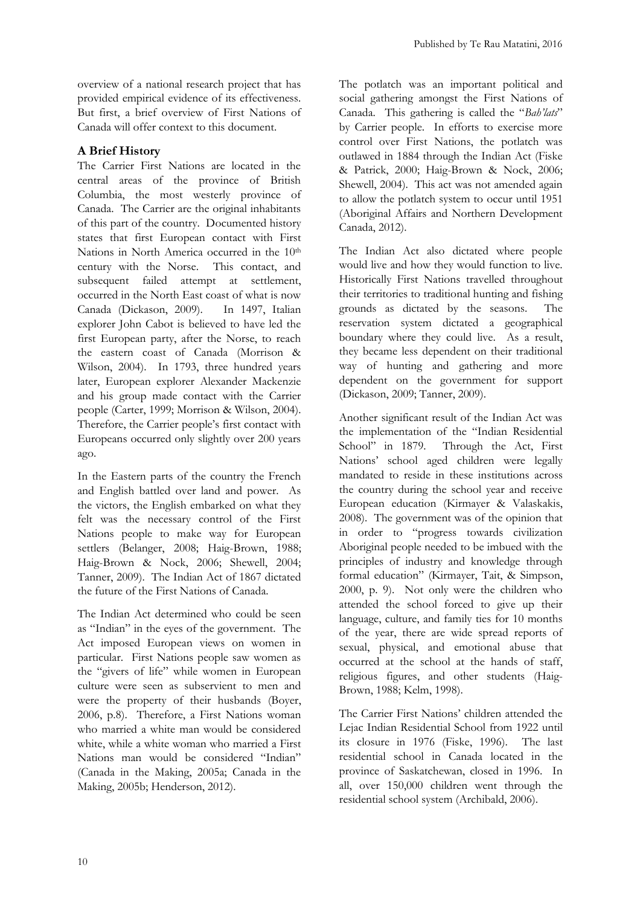overview of a national research project that has provided empirical evidence of its effectiveness. But first, a brief overview of First Nations of Canada will offer context to this document.

## A Brief History

The Carrier First Nations are located in the central areas of the province of British Columbia, the most westerly province of Canada. The Carrier are the original inhabitants of this part of the country. Documented history states that first European contact with First Nations in North America occurred in the 10th century with the Norse. This contact, and subsequent failed attempt at settlement, occurred in the North East coast of what is now Canada (Dickason, 2009). In 1497, Italian explorer John Cabot is believed to have led the first European party, after the Norse, to reach the eastern coast of Canada (Morrison & Wilson, 2004). In 1793, three hundred years later, European explorer Alexander Mackenzie and his group made contact with the Carrier people (Carter, 1999; Morrison & Wilson, 2004). Therefore, the Carrier people's first contact with Europeans occurred only slightly over 200 years ago.

In the Eastern parts of the country the French and English battled over land and power. As the victors, the English embarked on what they felt was the necessary control of the First Nations people to make way for European settlers (Belanger, 2008; Haig-Brown, 1988; Haig-Brown & Nock, 2006; Shewell, 2004; Tanner, 2009). The Indian Act of 1867 dictated the future of the First Nations of Canada.

The Indian Act determined who could be seen as "Indian" in the eyes of the government. The Act imposed European views on women in particular. First Nations people saw women as the "givers of life" while women in European culture were seen as subservient to men and were the property of their husbands (Boyer, 2006, p.8). Therefore, a First Nations woman who married a white man would be considered white, while a white woman who married a First Nations man would be considered "Indian" (Canada in the Making, 2005a; Canada in the Making, 2005b; Henderson, 2012).

The potlatch was an important political and social gathering amongst the First Nations of Canada. This gathering is called the "*Bah'lats*" by Carrier people. In efforts to exercise more control over First Nations, the potlatch was outlawed in 1884 through the Indian Act (Fiske & Patrick, 2000; Haig-Brown & Nock, 2006; Shewell, 2004). This act was not amended again to allow the potlatch system to occur until 1951 (Aboriginal Affairs and Northern Development Canada, 2012).

The Indian Act also dictated where people would live and how they would function to live. Historically First Nations travelled throughout their territories to traditional hunting and fishing grounds as dictated by the seasons. The reservation system dictated a geographical boundary where they could live. As a result, they became less dependent on their traditional way of hunting and gathering and more dependent on the government for support (Dickason, 2009; Tanner, 2009).

Another significant result of the Indian Act was the implementation of the "Indian Residential School" in 1879. Through the Act, First Nations' school aged children were legally mandated to reside in these institutions across the country during the school year and receive European education (Kirmayer & Valaskakis, 2008). The government was of the opinion that in order to "progress towards civilization Aboriginal people needed to be imbued with the principles of industry and knowledge through formal education" (Kirmayer, Tait, & Simpson, 2000, p. 9). Not only were the children who attended the school forced to give up their language, culture, and family ties for 10 months of the year, there are wide spread reports of sexual, physical, and emotional abuse that occurred at the school at the hands of staff, religious figures, and other students (Haig-Brown, 1988; Kelm, 1998).

The Carrier First Nations' children attended the Lejac Indian Residential School from 1922 until its closure in 1976 (Fiske, 1996). The last residential school in Canada located in the province of Saskatchewan, closed in 1996. In all, over 150,000 children went through the residential school system (Archibald, 2006).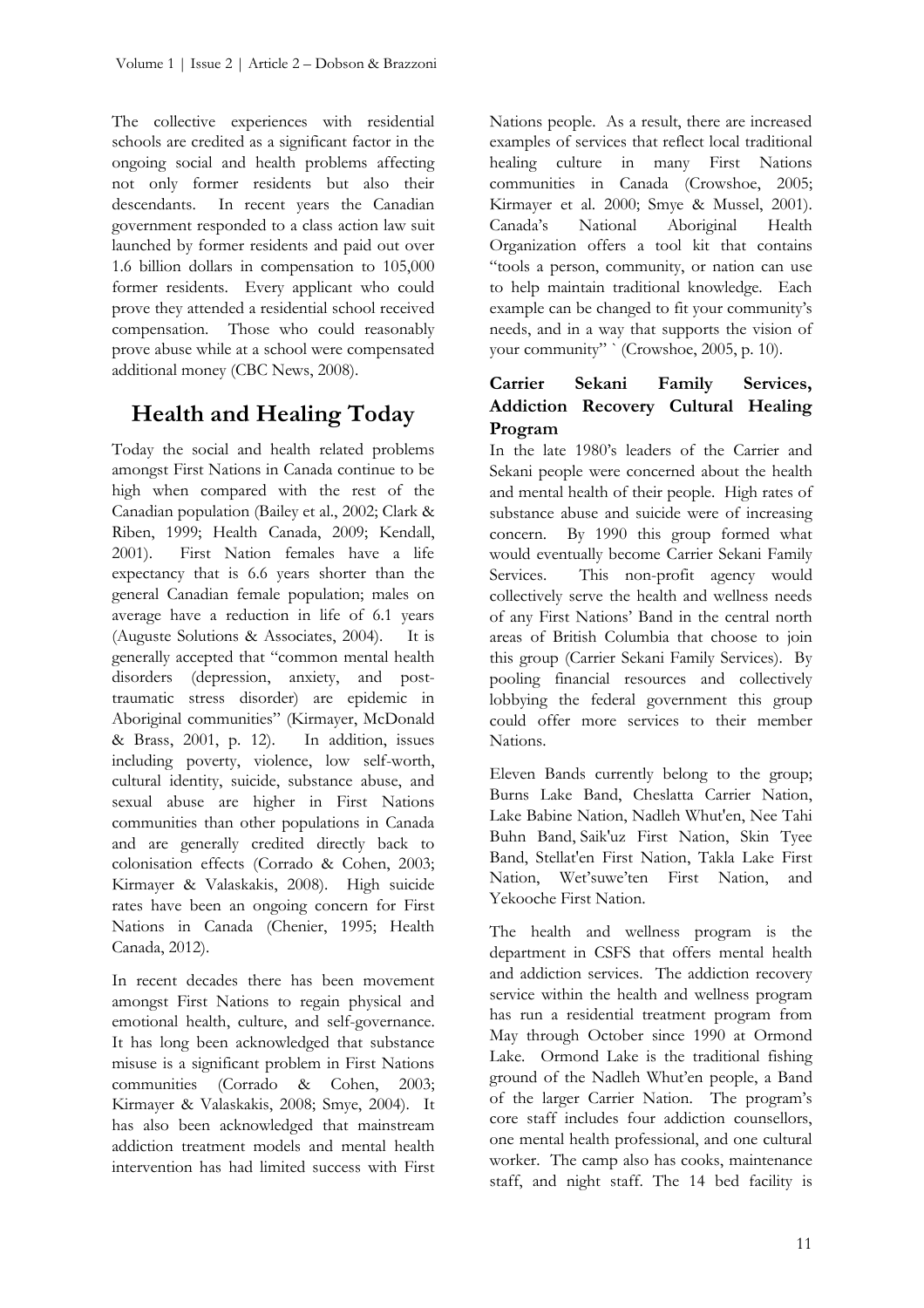The collective experiences with residential schools are credited as a significant factor in the ongoing social and health problems affecting not only former residents but also their descendants. In recent years the Canadian government responded to a class action law suit launched by former residents and paid out over 1.6 billion dollars in compensation to 105,000 former residents. Every applicant who could prove they attended a residential school received compensation. Those who could reasonably prove abuse while at a school were compensated additional money (CBC News, 2008).

## Health and Healing Today

Today the social and health related problems amongst First Nations in Canada continue to be high when compared with the rest of the Canadian population (Bailey et al., 2002; Clark & Riben, 1999; Health Canada, 2009; Kendall, 2001). First Nation females have a life expectancy that is 6.6 years shorter than the general Canadian female population; males on average have a reduction in life of 6.1 years (Auguste Solutions & Associates, 2004). It is generally accepted that "common mental health disorders (depression, anxiety, and post-traumatic stress disorder) are epidemic in Aboriginal communities" (Kirmayer, McDonald & Brass, 2001, p. 12). In addition, issues including poverty, violence, low self-worth, cultural identity, suicide, substance abuse, and sexual abuse are higher in First Nations communities than other populations in Canada and are generally credited directly back to colonisation effects (Corrado & Cohen, 2003; Kirmayer & Valaskakis, 2008). High suicide rates have been an ongoing concern for First Nations in Canada (Chenier, 1995; Health Canada, 2012).

In recent decades there has been movement amongst First Nations to regain physical and emotional health, culture, and self-governance. It has long been acknowledged that substance misuse is a significant problem in First Nations communities (Corrado & Cohen, 2003; Kirmayer & Valaskakis, 2008; Smye, 2004). It has also been acknowledged that mainstream addiction treatment models and mental health intervention has had limited success with First Nations people. As a result, there are increased examples of services that reflect local traditional healing culture in many First Nations communities in Canada (Crowshoe, 2005; Kirmayer et al. 2000; Smye & Mussel, 2001). Canada's National Aboriginal Health Organization offers a tool kit that contains "tools a person, community, or nation can use to help maintain traditional knowledge. Each example can be changed to fit your community's needs, and in a way that supports the vision of your community" ` (Crowshoe, 2005, p. 10).

### Carrier Sekani Family Services, Addiction Recovery Cultural Healing Program

In the late 1980's leaders of the Carrier and Sekani people were concerned about the health and mental health of their people. High rates of substance abuse and suicide were of increasing concern. By 1990 this group formed what would eventually become Carrier Sekani Family Services. This non-profit agency would collectively serve the health and wellness needs of any First Nations' Band in the central north areas of British Columbia that choose to join this group (Carrier Sekani Family Services). By pooling financial resources and collectively lobbying the federal government this group could offer more services to their member Nations.

Eleven Bands currently belong to the group; Burns Lake Band, Cheslatta Carrier Nation, Lake Babine Nation, Nadleh Whut'en, Nee Tahi Buhn Band, Saik'uz First Nation, Skin Tyee Band, Stellat'en First Nation, Takla Lake First Nation, Wet'suwe'ten First Nation, and Yekooche First Nation.

The health and wellness program is the department in CSFS that offers mental health and addiction services. The addiction recovery service within the health and wellness program has run a residential treatment program from May through October since 1990 at Ormond Lake. Ormond Lake is the traditional fishing ground of the Nadleh Whut'en people, a Band of the larger Carrier Nation. The program's core staff includes four addiction counsellors, one mental health professional, and one cultural worker. The camp also has cooks, maintenance staff, and night staff. The 14 bed facility is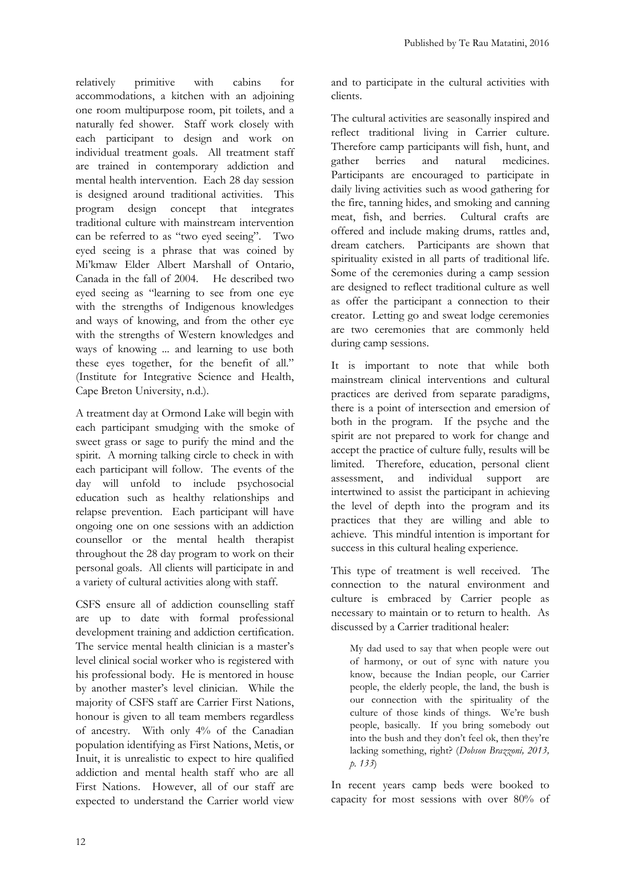relatively primitive with cabins for accommodations, a kitchen with an adjoining one room multipurpose room, pit toilets, and a naturally fed shower. Staff work closely with each participant to design and work on individual treatment goals. All treatment staff are trained in contemporary addiction and mental health intervention. Each 28 day session is designed around traditional activities. This program design concept that integrates traditional culture with mainstream intervention can be referred to as "two eyed seeing". Two eyed seeing is a phrase that was coined by Mi'kmaw Elder Albert Marshall of Ontario, Canada in the fall of 2004. He described two eyed seeing as "learning to see from one eye with the strengths of Indigenous knowledges and ways of knowing, and from the other eye with the strengths of Western knowledges and ways of knowing ... and learning to use both these eyes together, for the benefit of all." (Institute for Integrative Science and Health, Cape Breton University, n.d.).

A treatment day at Ormond Lake will begin with each participant smudging with the smoke of sweet grass or sage to purify the mind and the spirit. A morning talking circle to check in with each participant will follow. The events of the day will unfold to include psychosocial education such as healthy relationships and relapse prevention. Each participant will have ongoing one on one sessions with an addiction counsellor or the mental health therapist throughout the 28 day program to work on their personal goals. All clients will participate in and a variety of cultural activities along with staff.

CSFS ensure all of addiction counselling staff are up to date with formal professional development training and addiction certification. The service mental health clinician is a master's level clinical social worker who is registered with his professional body. He is mentored in house by another master's level clinician. While the majority of CSFS staff are Carrier First Nations, honour is given to all team members regardless of ancestry. With only 4% of the Canadian population identifying as First Nations, Metis, or Inuit, it is unrealistic to expect to hire qualified addiction and mental health staff who are all First Nations. However, all of our staff are expected to understand the Carrier world view and to participate in the cultural activities with clients.

The cultural activities are seasonally inspired and reflect traditional living in Carrier culture. Therefore camp participants will fish, hunt, and gather berries and natural medicines. Participants are encouraged to participate in daily living activities such as wood gathering for the fire, tanning hides, and smoking and canning meat, fish, and berries. Cultural crafts are offered and include making drums, rattles and, dream catchers. Participants are shown that spirituality existed in all parts of traditional life. Some of the ceremonies during a camp session are designed to reflect traditional culture as well as offer the participant a connection to their creator. Letting go and sweat lodge ceremonies are two ceremonies that are commonly held during camp sessions.

It is important to note that while both mainstream clinical interventions and cultural practices are derived from separate paradigms, there is a point of intersection and emersion of both in the program. If the psyche and the spirit are not prepared to work for change and accept the practice of culture fully, results will be limited. Therefore, education, personal client assessment, and individual support are intertwined to assist the participant in achieving the level of depth into the program and its practices that they are willing and able to achieve. This mindful intention is important for success in this cultural healing experience.

This type of treatment is well received. The connection to the natural environment and culture is embraced by Carrier people as necessary to maintain or to return to health. As discussed by a Carrier traditional healer:

> My dad used to say that when people were out of harmony, or out of sync with nature you know, because the Indian people, our Carrier people, the elderly people, the land, the bush is our connection with the spirituality of the culture of those kinds of things. We're bush people, basically. If you bring somebody out into the bush and they don't feel ok, then they're lacking something, right? (*Dobson Brazzoni, 2013, p. 133*)

In recent years camp beds were booked to capacity for most sessions with over 80% of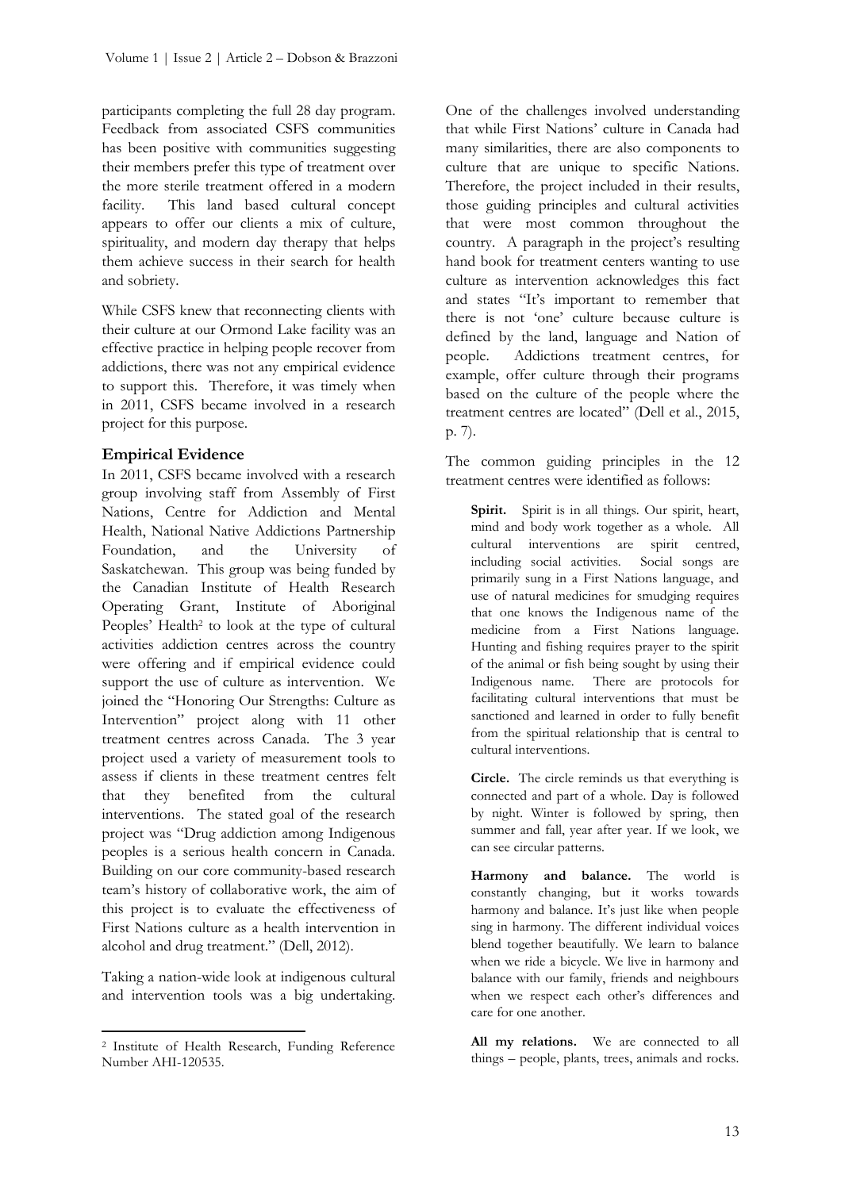participants completing the full 28 day program. Feedback from associated CSFS communities has been positive with communities suggesting their members prefer this type of treatment over the more sterile treatment offered in a modern facility. This land based cultural concept appears to offer our clients a mix of culture, spirituality, and modern day therapy that helps them achieve success in their search for health and sobriety.

While CSFS knew that reconnecting clients with their culture at our Ormond Lake facility was an effective practice in helping people recover from addictions, there was not any empirical evidence to support this. Therefore, it was timely when in 2011, CSFS became involved in a research project for this purpose.

## Empirical Evidence

In 2011, CSFS became involved with a research group involving staff from Assembly of First Nations, Centre for Addiction and Mental Health, National Native Addictions Partnership Foundation, and the University of Saskatchewan. This group was being funded by the Canadian Institute of Health Research Operating Grant, Institute of Aboriginal Peoples' Health[2] to look at the type of cultural activities addiction centres across the country were offering and if empirical evidence could support the use of culture as intervention. We joined the "Honoring Our Strengths: Culture as Intervention" project along with 11 other treatment centres across Canada. The 3 year project used a variety of measurement tools to assess if clients in these treatment centres felt that they benefited from the cultural interventions. The stated goal of the research project was "Drug addiction among Indigenous peoples is a serious health concern in Canada. Building on our core community-based research team's history of collaborative work, the aim of this project is to evaluate the effectiveness of First Nations culture as a health intervention in alcohol and drug treatment." (Dell, 2012).

Taking a nation-wide look at indigenous cultural and intervention tools was a big undertaking. One of the challenges involved understanding that while First Nations' culture in Canada had many similarities, there are also components to culture that are unique to specific Nations. Therefore, the project included in their results, those guiding principles and cultural activities that were most common throughout the country. A paragraph in the project's resulting hand book for treatment centers wanting to use culture as intervention acknowledges this fact and states "It's important to remember that there is not 'one' culture because culture is defined by the land, language and Nation of people. Addictions treatment centres, for example, offer culture through their programs based on the culture of the people where the treatment centres are located" (Dell et al., 2015, p. 7).

The common guiding principles in the 12 treatment centres were identified as follows:

> **Spirit.** Spirit is in all things. Our spirit, heart, mind and body work together as a whole. All cultural interventions are spirit centred, including social activities. Social songs are primarily sung in a First Nations language, and use of natural medicines for smudging requires that one knows the Indigenous name of the medicine from a First Nations language. Hunting and fishing requires prayer to the spirit of the animal or fish being sought by using their Indigenous name. There are protocols for facilitating cultural interventions that must be sanctioned and learned in order to fully benefit from the spiritual relationship that is central to cultural interventions.
>
> **Circle.** The circle reminds us that everything is connected and part of a whole. Day is followed by night. Winter is followed by spring, then summer and fall, year after year. If we look, we can see circular patterns.
>
> **Harmony and balance.** The world is constantly changing, but it works towards harmony and balance. It's just like when people sing in harmony. The different individual voices blend together beautifully. We learn to balance when we ride a bicycle. We live in harmony and balance with our family, friends and neighbours when we respect each other's differences and care for one another.
>
> **All my relations.** We are connected to all things – people, plants, trees, animals and rocks.

[2] Institute of Health Research, Funding Reference Number AHI-120535.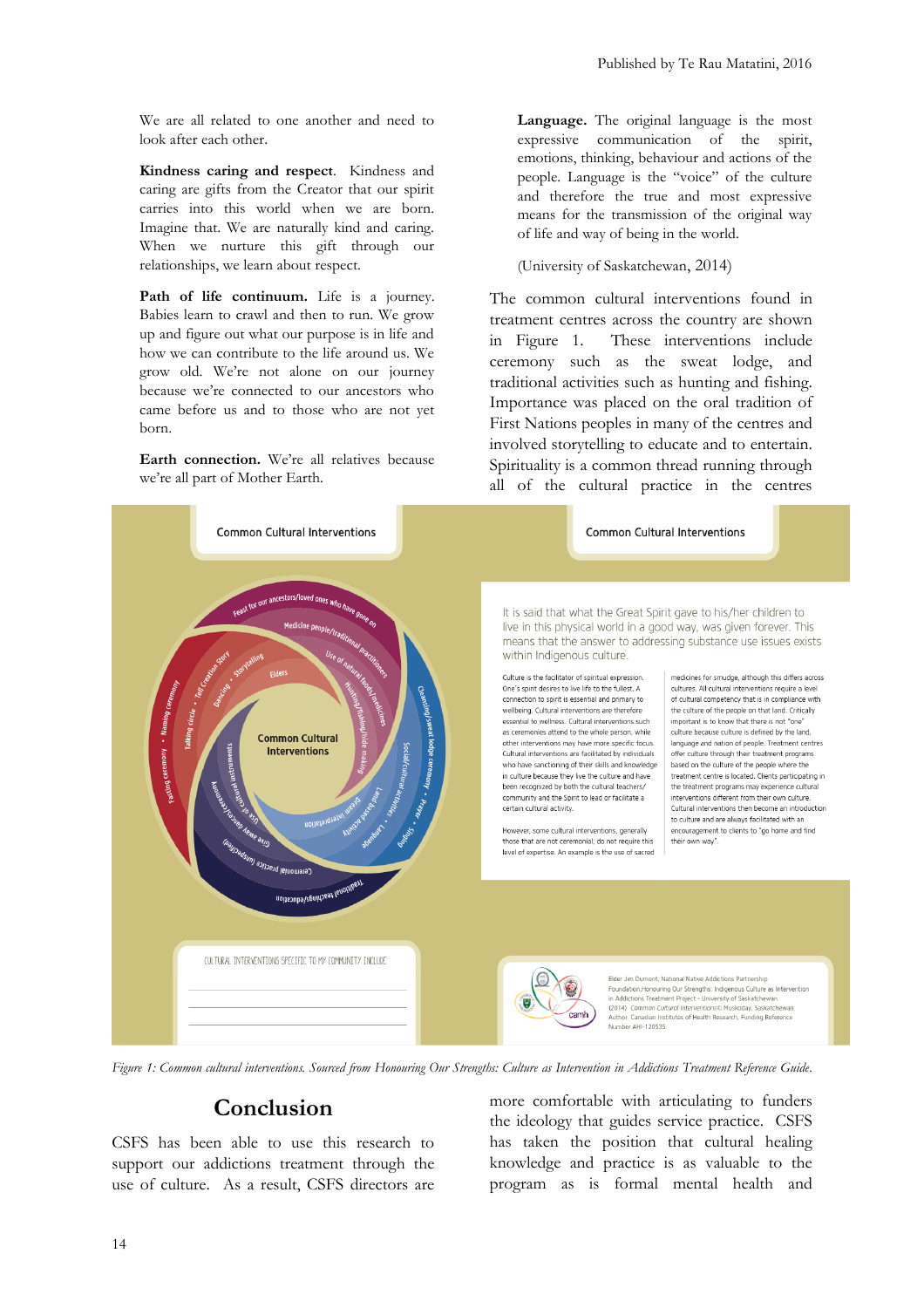We are all related to one another and need to look after each other.

**Kindness caring and respect**. Kindness and caring are gifts from the Creator that our spirit carries into this world when we are born. Imagine that. We are naturally kind and caring. When we nurture this gift through our relationships, we learn about respect.

**Path of life continuum.** Life is a journey. Babies learn to crawl and then to run. We grow up and figure out what our purpose is in life and how we can contribute to the life around us. We grow old. We're not alone on our journey because we're connected to our ancestors who came before us and to those who are not yet born.

**Earth connection.** We're all relatives because we're all part of Mother Earth.

**Language.** The original language is the most expressive communication of the spirit, emotions, thinking, behaviour and actions of the people. Language is the "voice" of the culture and therefore the true and most expressive means for the transmission of the original way of life and way of being in the world.

(University of Saskatchewan, 2014)

The common cultural interventions found in treatment centres across the country are shown in Figure 1. These interventions include ceremony such as the sweat lodge, and traditional activities such as hunting and fishing. Importance was placed on the oral tradition of First Nations peoples in many of the centres and involved storytelling to educate and to entertain. Spirituality is a common thread running through all of the cultural practice in the centres

*Figure 1: Common cultural interventions. Sourced from Honouring Our Strengths: Culture as Intervention in Addictions Treatment Reference Guide.*

## Conclusion

CSFS has been able to use this research to support our addictions treatment through the use of culture. As a result, CSFS directors are more comfortable with articulating to funders the ideology that guides service practice. CSFS has taken the position that cultural healing knowledge and practice is as valuable to the program as is formal mental health and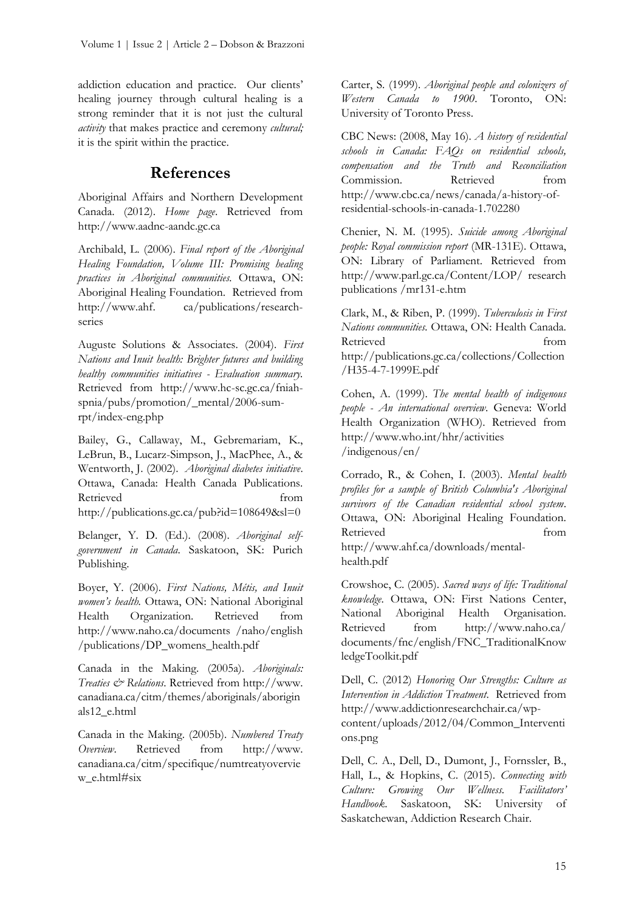addiction education and practice. Our clients' healing journey through cultural healing is a strong reminder that it is not just the cultural *activity* that makes practice and ceremony *cultural;* it is the spirit within the practice.

## References

Aboriginal Affairs and Northern Development Canada. (2012). *Home page*. Retrieved from http://www.aadnc-aandc.gc.ca

Archibald, L. (2006). *Final report of the Aboriginal Healing Foundation, Volume III: Promising healing practices in Aboriginal communities.* Ottawa, ON: Aboriginal Healing Foundation. Retrieved from http://www.ahf. ca/publications/research-series

Auguste Solutions & Associates. (2004). *First Nations and Inuit health: Brighter futures and building healthy communities initiatives - Evaluation summary.* Retrieved from http://www.hc-sc.gc.ca/fniah-spnia/pubs/promotion/_mental/2006-sum-rpt/index-eng.php

Bailey, G., Callaway, M., Gebremariam, K., LeBrun, B., Lucarz-Simpson, J., MacPhee, A., & Wentworth, J. (2002). *Aboriginal diabetes initiative*. Ottawa, Canada: Health Canada Publications. Retrieved from http://publications.gc.ca/pub?id=108649&sl=0

Belanger, Y. D. (Ed.). (2008). *Aboriginal self-government in Canada*. Saskatoon, SK: Purich Publishing.

Boyer, Y. (2006). *First Nations, Métis, and Inuit women's health.* Ottawa, ON: National Aboriginal Health Organization. Retrieved from http://www.naho.ca/documents /naho/english /publications/DP_womens_health.pdf

Canada in the Making. (2005a). *Aboriginals: Treaties & Relations*. Retrieved from http://www. canadiana.ca/citm/themes/aboriginals/aboriginals12_e.html

Canada in the Making. (2005b). *Numbered Treaty Overview*. Retrieved from http://www. canadiana.ca/citm/specifique/numtreatyoverview_e.html#six

Carter, S. (1999). *Aboriginal people and colonizers of Western Canada to 1900*. Toronto, ON: University of Toronto Press.

CBC News: (2008, May 16). *A history of residential schools in Canada: FAQs on residential schools, compensation and the Truth and Reconciliation* Commission. Retrieved from http://www.cbc.ca/news/canada/a-history-of-residential-schools-in-canada-1.702280

Chenier, N. M. (1995). *Suicide among Aboriginal people: Royal commission report* (MR-131E). Ottawa, ON: Library of Parliament. Retrieved from http://www.parl.gc.ca/Content/LOP/ research publications /mr131-e.htm

Clark, M., & Riben, P. (1999). *Tuberculosis in First Nations communities.* Ottawa, ON: Health Canada. Retrieved from http://publications.gc.ca/collections/Collection /H35-4-7-1999E.pdf

Cohen, A. (1999). *The mental health of indigenous people - An international overview*. Geneva: World Health Organization (WHO). Retrieved from http://www.who.int/hhr/activities /indigenous/en/

Corrado, R., & Cohen, I. (2003). *Mental health profiles for a sample of British Columbia's Aboriginal survivors of the Canadian residential school system*. Ottawa, ON: Aboriginal Healing Foundation. Retrieved from http://www.ahf.ca/downloads/mental-health.pdf

Crowshoe, C. (2005). *Sacred ways of life: Traditional knowledge*. Ottawa, ON: First Nations Center, National Aboriginal Health Organisation. Retrieved from http://www.naho.ca/ documents/fnc/english/FNC_TraditionalKnowledgeToolkit.pdf

Dell, C. (2012) *Honoring Our Strengths: Culture as Intervention in Addiction Treatment*. Retrieved from http://www.addictionresearchchair.ca/wp-content/uploads/2012/04/Common_Interventions.png

Dell, C. A., Dell, D., Dumont, J., Fornssler, B., Hall, L., & Hopkins, C. (2015). *Connecting with Culture: Growing Our Wellness. Facilitators' Handbook.* Saskatoon, SK: University of Saskatchewan, Addiction Research Chair.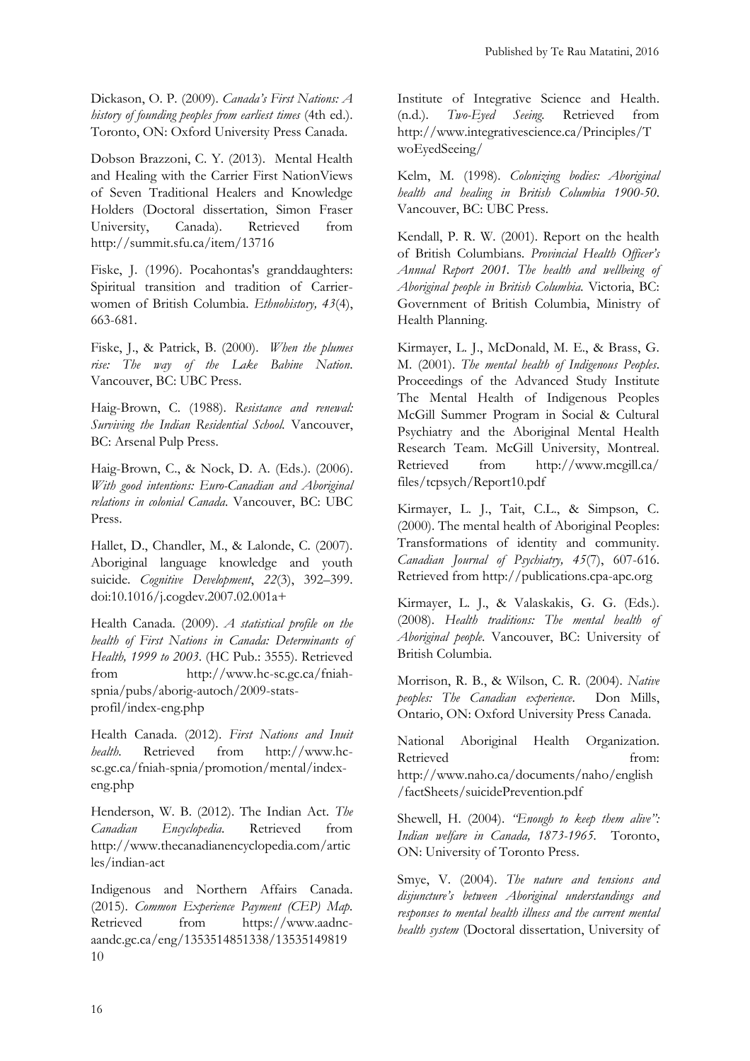Dickason, O. P. (2009). *Canada's First Nations: A history of founding peoples from earliest times* (4th ed.). Toronto, ON: Oxford University Press Canada.

Dobson Brazzoni, C. Y. (2013). Mental Health and Healing with the Carrier First NationViews of Seven Traditional Healers and Knowledge Holders (Doctoral dissertation, Simon Fraser University, Canada). Retrieved from http://summit.sfu.ca/item/13716

Fiske, J. (1996). Pocahontas's granddaughters: Spiritual transition and tradition of Carrier-women of British Columbia. *Ethnohistory, 43*(4), 663-681.

Fiske, J., & Patrick, B. (2000). *When the plumes rise: The way of the Lake Babine Nation*. Vancouver, BC: UBC Press.

Haig-Brown, C. (1988). *Resistance and renewal: Surviving the Indian Residential School.* Vancouver, BC: Arsenal Pulp Press.

Haig-Brown, C., & Nock, D. A. (Eds.). (2006). *With good intentions: Euro-Canadian and Aboriginal relations in colonial Canada*. Vancouver, BC: UBC Press.

Hallet, D., Chandler, M., & Lalonde, C. (2007). Aboriginal language knowledge and youth suicide. *Cognitive Development*, *22*(3), 392–399. doi:10.1016/j.cogdev.2007.02.001a+

Health Canada. (2009). *A statistical profile on the health of First Nations in Canada: Determinants of Health, 1999 to 2003*. (HC Pub.: 3555). Retrieved from http://www.hc-sc.gc.ca/fniah-spnia/pubs/aborig-autoch/2009-stats-profil/index-eng.php

Health Canada. (2012). *First Nations and Inuit health*. Retrieved from http://www.hc-sc.gc.ca/fniah-spnia/promotion/mental/index-eng.php

Henderson, W. B. (2012). The Indian Act. *The Canadian Encyclopedia*. Retrieved from http://www.thecanadianencyclopedia.com/articles/indian-act

Indigenous and Northern Affairs Canada. (2015). *Common Experience Payment (CEP) Map.* Retrieved from https://www.aadnc-aandc.gc.ca/eng/1353514851338/1353514981910

Institute of Integrative Science and Health. (n.d.). *Two-Eyed Seeing.* Retrieved from http://www.integrativescience.ca/Principles/TwoEyedSeeing/

Kelm, M. (1998). *Colonizing bodies: Aboriginal health and healing in British Columbia 1900-50*. Vancouver, BC: UBC Press.

Kendall, P. R. W. (2001). Report on the health of British Columbians. *Provincial Health Officer's Annual Report 2001. The health and wellbeing of Aboriginal people in British Columbia.* Victoria, BC: Government of British Columbia, Ministry of Health Planning.

Kirmayer, L. J., McDonald, M. E., & Brass, G. M. (2001). *The mental health of Indigenous Peoples*. Proceedings of the Advanced Study Institute The Mental Health of Indigenous Peoples McGill Summer Program in Social & Cultural Psychiatry and the Aboriginal Mental Health Research Team. McGill University, Montreal. Retrieved from http://www.mcgill.ca/files/tcpsych/Report10.pdf

Kirmayer, L. J., Tait, C.L., & Simpson, C. (2000). The mental health of Aboriginal Peoples: Transformations of identity and community. *Canadian Journal of Psychiatry, 45*(7), 607-616. Retrieved from http://publications.cpa-apc.org

Kirmayer, L. J., & Valaskakis, G. G. (Eds.). (2008). *Health traditions: The mental health of Aboriginal people*. Vancouver, BC: University of British Columbia.

Morrison, R. B., & Wilson, C. R. (2004). *Native peoples: The Canadian experience*. Don Mills, Ontario, ON: Oxford University Press Canada.

National Aboriginal Health Organization. Retrieved from: http://www.naho.ca/documents/naho/english/factSheets/suicidePrevention.pdf

Shewell, H. (2004). *"Enough to keep them alive": Indian welfare in Canada, 1873-1965*. Toronto, ON: University of Toronto Press.

Smye, V. (2004). *The nature and tensions and disjuncture's between Aboriginal understandings and responses to mental health illness and the current mental health system* (Doctoral dissertation, University of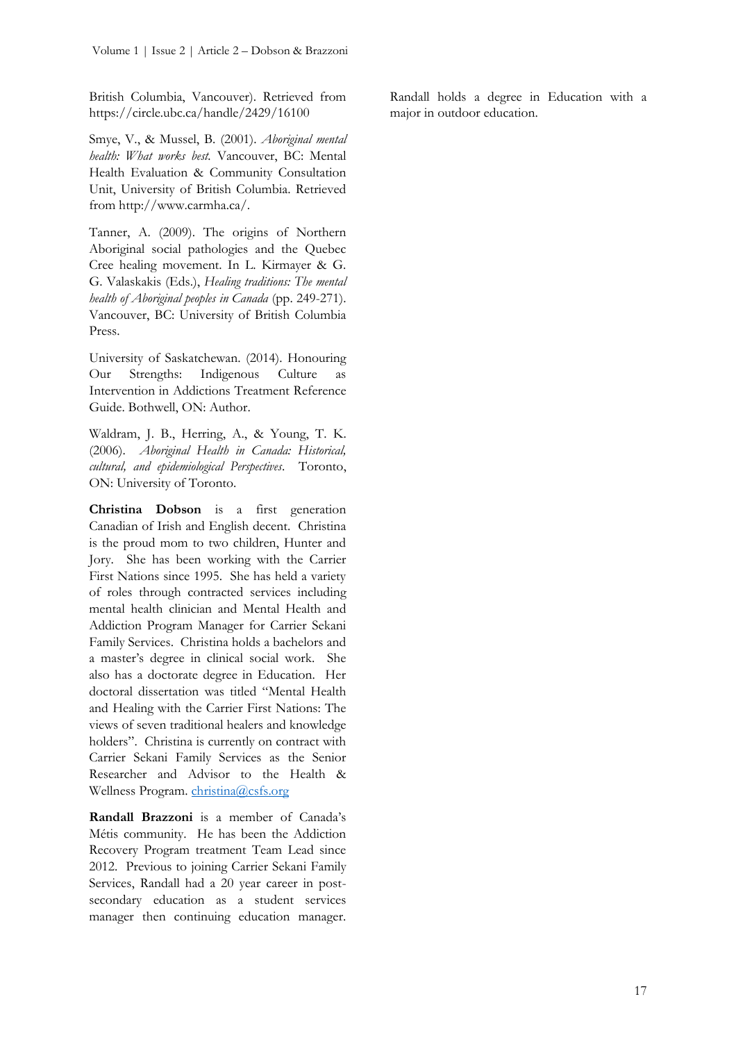British Columbia, Vancouver). Retrieved from https://circle.ubc.ca/handle/2429/16100

Smye, V., & Mussel, B. (2001). *Aboriginal mental health: What works best.* Vancouver, BC: Mental Health Evaluation & Community Consultation Unit, University of British Columbia. Retrieved from http://www.carmha.ca/.

Tanner, A. (2009). The origins of Northern Aboriginal social pathologies and the Quebec Cree healing movement. In L. Kirmayer & G. G. Valaskakis (Eds.), *Healing traditions: The mental health of Aboriginal peoples in Canada* (pp. 249-271). Vancouver, BC: University of British Columbia Press.

University of Saskatchewan. (2014). Honouring Our Strengths: Indigenous Culture as Intervention in Addictions Treatment Reference Guide. Bothwell, ON: Author.

Waldram, J. B., Herring, A., & Young, T. K. (2006). *Aboriginal Health in Canada: Historical, cultural, and epidemiological Perspectives*. Toronto, ON: University of Toronto.

**Christina Dobson** is a first generation Canadian of Irish and English decent. Christina is the proud mom to two children, Hunter and Jory. She has been working with the Carrier First Nations since 1995. She has held a variety of roles through contracted services including mental health clinician and Mental Health and Addiction Program Manager for Carrier Sekani Family Services. Christina holds a bachelors and a master's degree in clinical social work. She also has a doctorate degree in Education. Her doctoral dissertation was titled "Mental Health and Healing with the Carrier First Nations: The views of seven traditional healers and knowledge holders". Christina is currently on contract with Carrier Sekani Family Services as the Senior Researcher and Advisor to the Health & Wellness Program. christina@csfs.org

**Randall Brazzoni** is a member of Canada's Métis community. He has been the Addiction Recovery Program treatment Team Lead since 2012. Previous to joining Carrier Sekani Family Services, Randall had a 20 year career in post-secondary education as a student services manager then continuing education manager. Randall holds a degree in Education with a major in outdoor education.